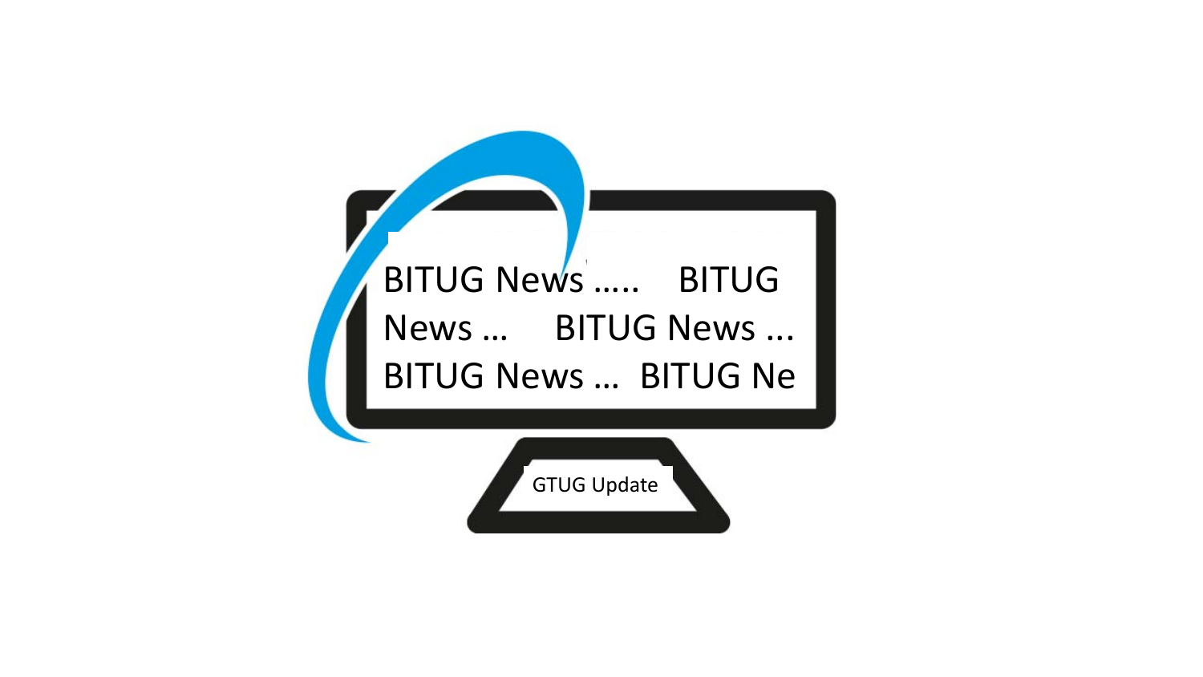BITUG News ..... BITUG News ... BITUG News ... BITUG News ... BITUG Ne

GTUG Update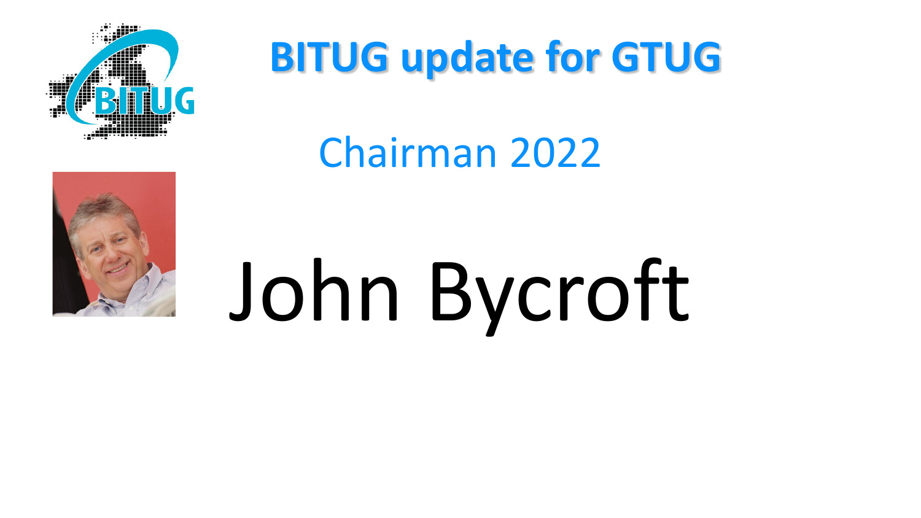# BITUG update for GTUG

## Chairman 2022

# John Bycroft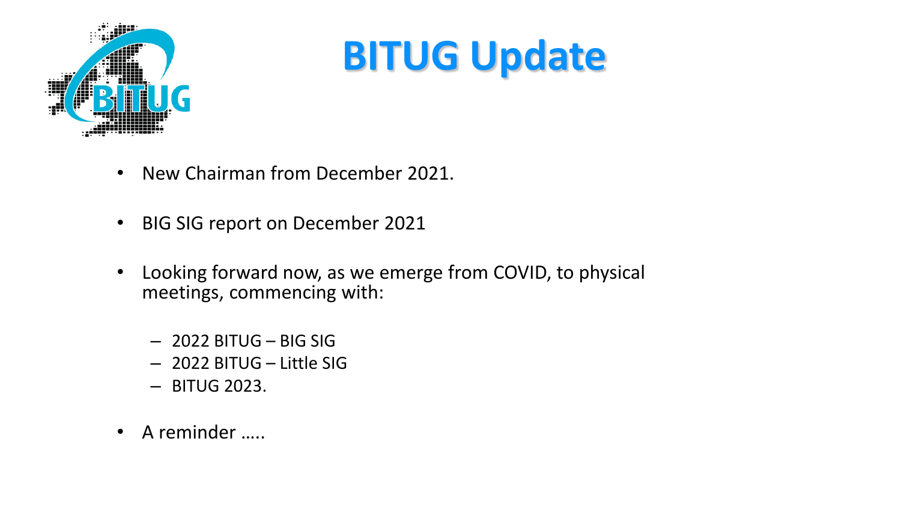# BITUG Update

- New Chairman from December 2021.

- BIG SIG report on December 2021

- Looking forward now, as we emerge from COVID, to physical meetings, commencing with:

  - 2022 BITUG – BIG SIG
  - 2022 BITUG – Little SIG
  - BITUG 2023.

- A reminder …..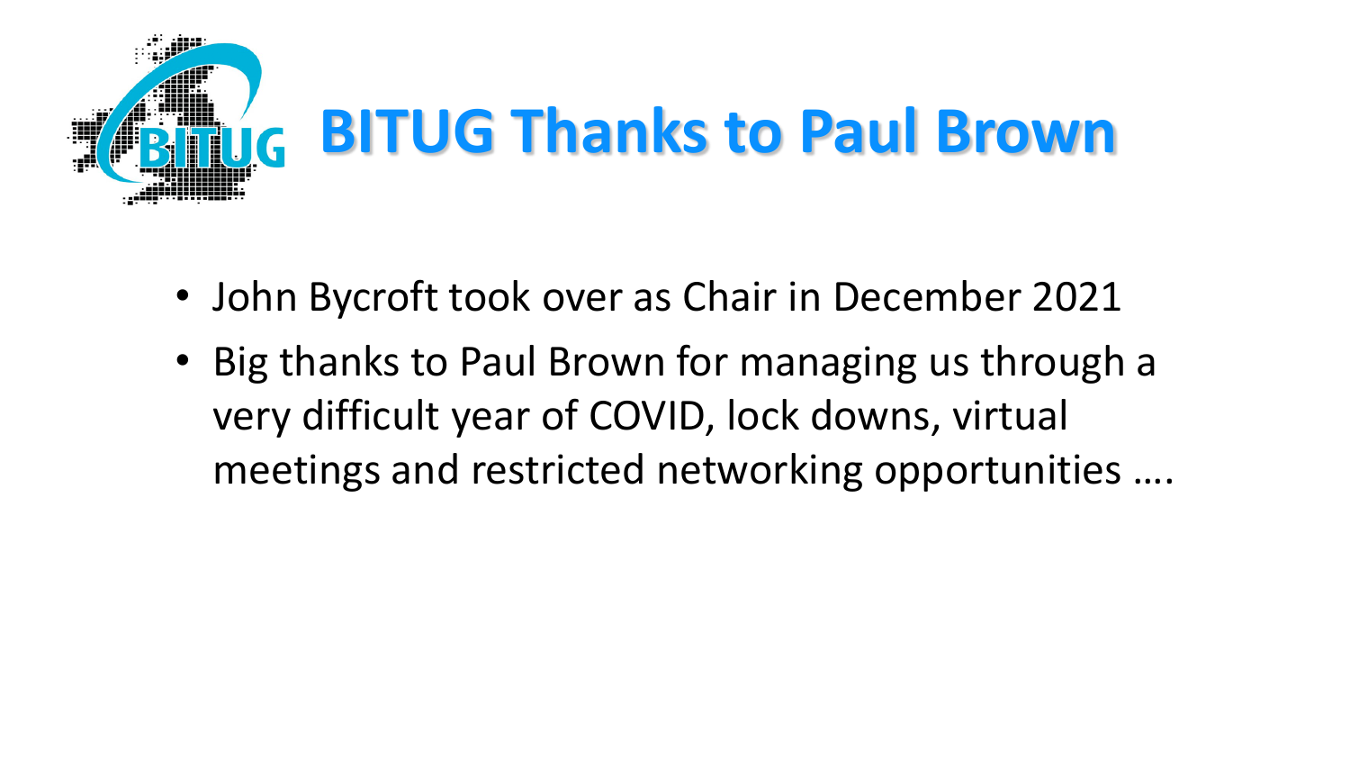# BITUG Thanks to Paul Brown

- John Bycroft took over as Chair in December 2021
- Big thanks to Paul Brown for managing us through a very difficult year of COVID, lock downs, virtual meetings and restricted networking opportunities ….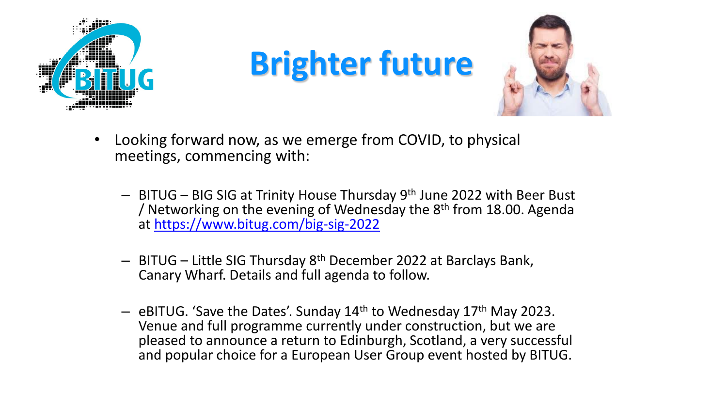# Brighter future

- Looking forward now, as we emerge from COVID, to physical meetings, commencing with:
  - BITUG – BIG SIG at Trinity House Thursday 9th June 2022 with Beer Bust / Networking on the evening of Wednesday the 8th from 18.00. Agenda at https://www.bitug.com/big-sig-2022
  - BITUG – Little SIG Thursday 8th December 2022 at Barclays Bank, Canary Wharf. Details and full agenda to follow.
  - eBITUG. 'Save the Dates'. Sunday 14th to Wednesday 17th May 2023. Venue and full programme currently under construction, but we are pleased to announce a return to Edinburgh, Scotland, a very successful and popular choice for a European User Group event hosted by BITUG.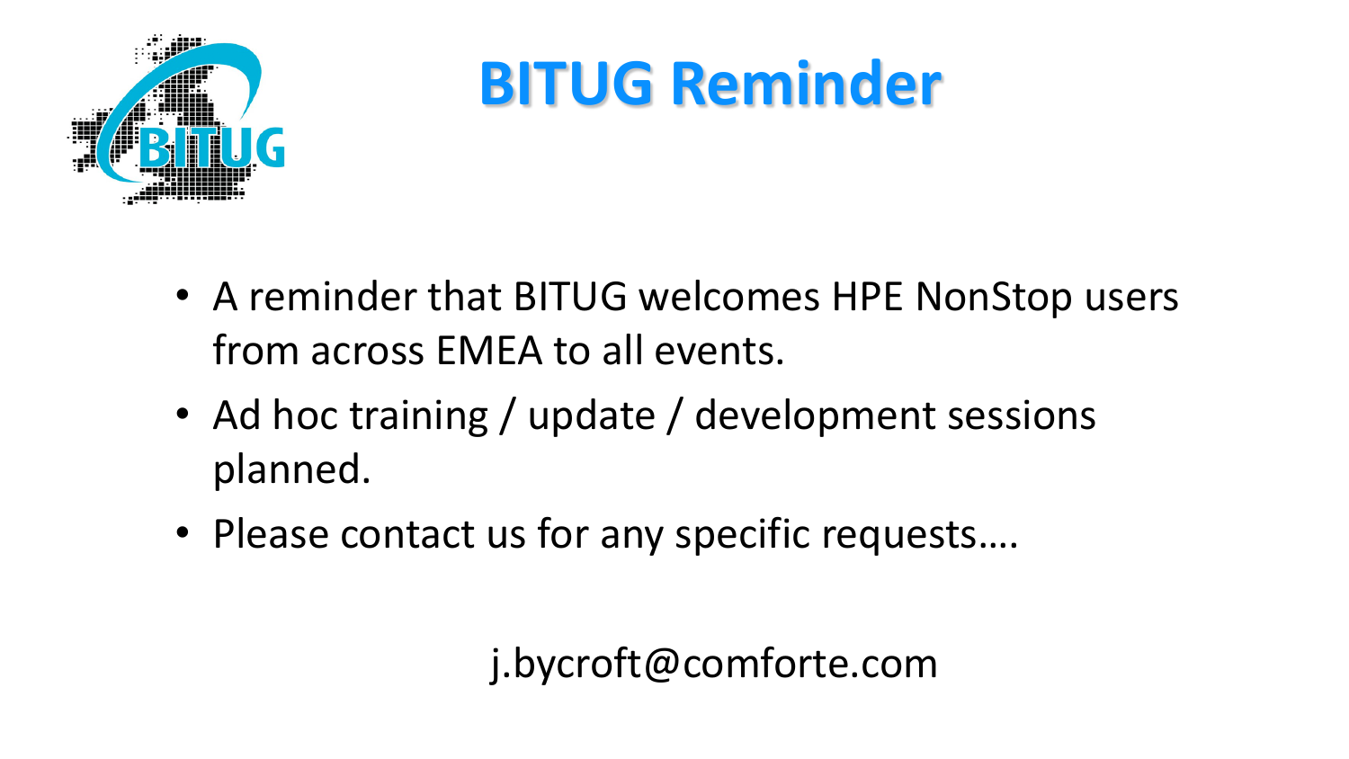# BITUG Reminder

- A reminder that BITUG welcomes HPE NonStop users from across EMEA to all events.
- Ad hoc training / update / development sessions planned.
- Please contact us for any specific requests….

j.bycroft@comforte.com